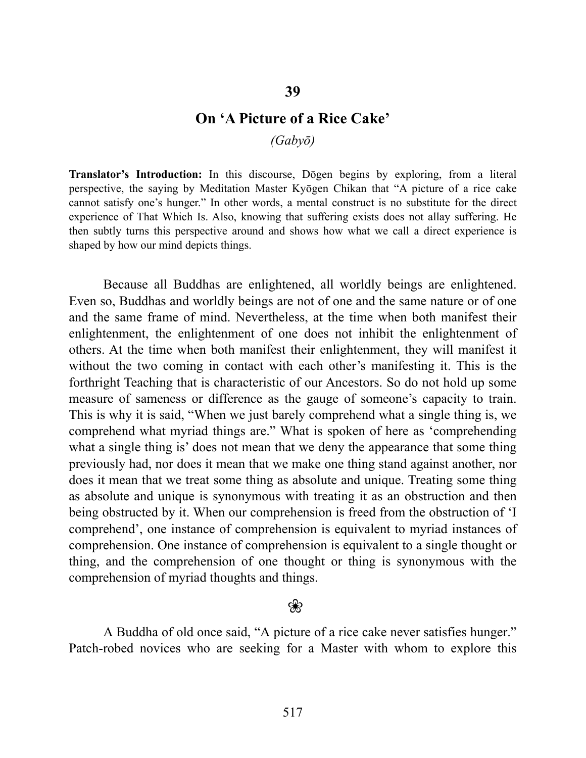## 39

# On 'A Picture of a Rice Cake'

*(Gabyō)*

**Translator's Introduction:** In this discourse, Dōgen begins by exploring, from a literal perspective, the saying by Meditation Master Kyōgen Chikan that "A picture of a rice cake cannot satisfy one's hunger." In other words, a mental construct is no substitute for the direct experience of That Which Is. Also, knowing that suffering exists does not allay suffering. He then subtly turns this perspective around and shows how what we call a direct experience is shaped by how our mind depicts things.

Because all Buddhas are enlightened, all worldly beings are enlightened. Even so, Buddhas and worldly beings are not of one and the same nature or of one and the same frame of mind. Nevertheless, at the time when both manifest their enlightenment, the enlightenment of one does not inhibit the enlightenment of others. At the time when both manifest their enlightenment, they will manifest it without the two coming in contact with each other's manifesting it. This is the forthright Teaching that is characteristic of our Ancestors. So do not hold up some measure of sameness or difference as the gauge of someone's capacity to train. This is why it is said, "When we just barely comprehend what a single thing is, we comprehend what myriad things are." What is spoken of here as 'comprehending what a single thing is' does not mean that we deny the appearance that some thing previously had, nor does it mean that we make one thing stand against another, nor does it mean that we treat some thing as absolute and unique. Treating some thing as absolute and unique is synonymous with treating it as an obstruction and then being obstructed by it. When our comprehension is freed from the obstruction of 'I comprehend', one instance of comprehension is equivalent to myriad instances of comprehension. One instance of comprehension is equivalent to a single thought or thing, and the comprehension of one thought or thing is synonymous with the comprehension of myriad thoughts and things.

❀

A Buddha of old once said, "A picture of a rice cake never satisfies hunger." Patch-robed novices who are seeking for a Master with whom to explore this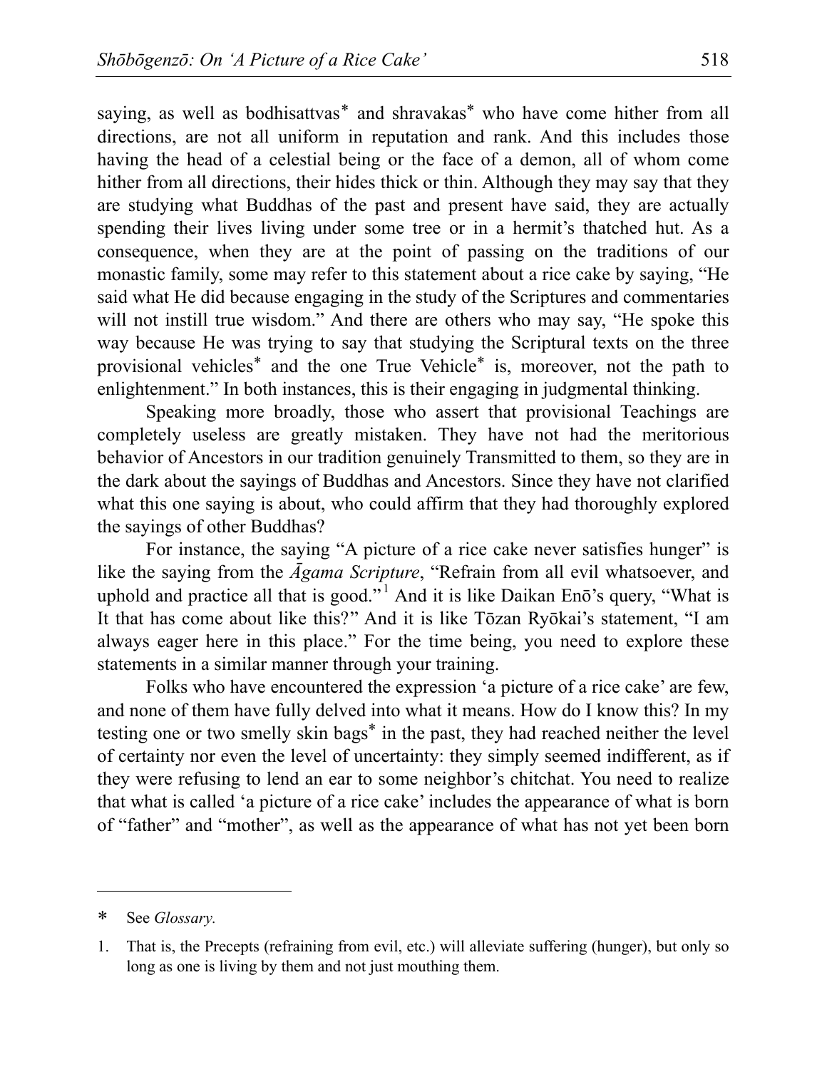saying, as well as bodhisattvas* and shravakas* who have come hither from all directions, are not all uniform in reputation and rank. And this includes those having the head of a celestial being or the face of a demon, all of whom come hither from all directions, their hides thick or thin. Although they may say that they are studying what Buddhas of the past and present have said, they are actually spending their lives living under some tree or in a hermit's thatched hut. As a consequence, when they are at the point of passing on the traditions of our monastic family, some may refer to this statement about a rice cake by saying, "He said what He did because engaging in the study of the Scriptures and commentaries will not instill true wisdom." And there are others who may say, "He spoke this way because He was trying to say that studying the Scriptural texts on the three provisional vehicles* and the one True Vehicle* is, moreover, not the path to enlightenment." In both instances, this is their engaging in judgmental thinking.

Speaking more broadly, those who assert that provisional Teachings are completely useless are greatly mistaken. They have not had the meritorious behavior of Ancestors in our tradition genuinely Transmitted to them, so they are in the dark about the sayings of Buddhas and Ancestors. Since they have not clarified what this one saying is about, who could affirm that they had thoroughly explored the sayings of other Buddhas?

For instance, the saying "A picture of a rice cake never satisfies hunger" is like the saying from the *Āgama Scripture*, "Refrain from all evil whatsoever, and uphold and practice all that is good."[1] And it is like Daikan Enō's query, "What is It that has come about like this?" And it is like Tōzan Ryōkai's statement, "I am always eager here in this place." For the time being, you need to explore these statements in a similar manner through your training.

Folks who have encountered the expression 'a picture of a rice cake' are few, and none of them have fully delved into what it means. How do I know this? In my testing one or two smelly skin bags* in the past, they had reached neither the level of certainty nor even the level of uncertainty: they simply seemed indifferent, as if they were refusing to lend an ear to some neighbor's chitchat. You need to realize that what is called 'a picture of a rice cake' includes the appearance of what is born of "father" and "mother", as well as the appearance of what has not yet been born

---

\* See *Glossary.*

1. That is, the Precepts (refraining from evil, etc.) will alleviate suffering (hunger), but only so long as one is living by them and not just mouthing them.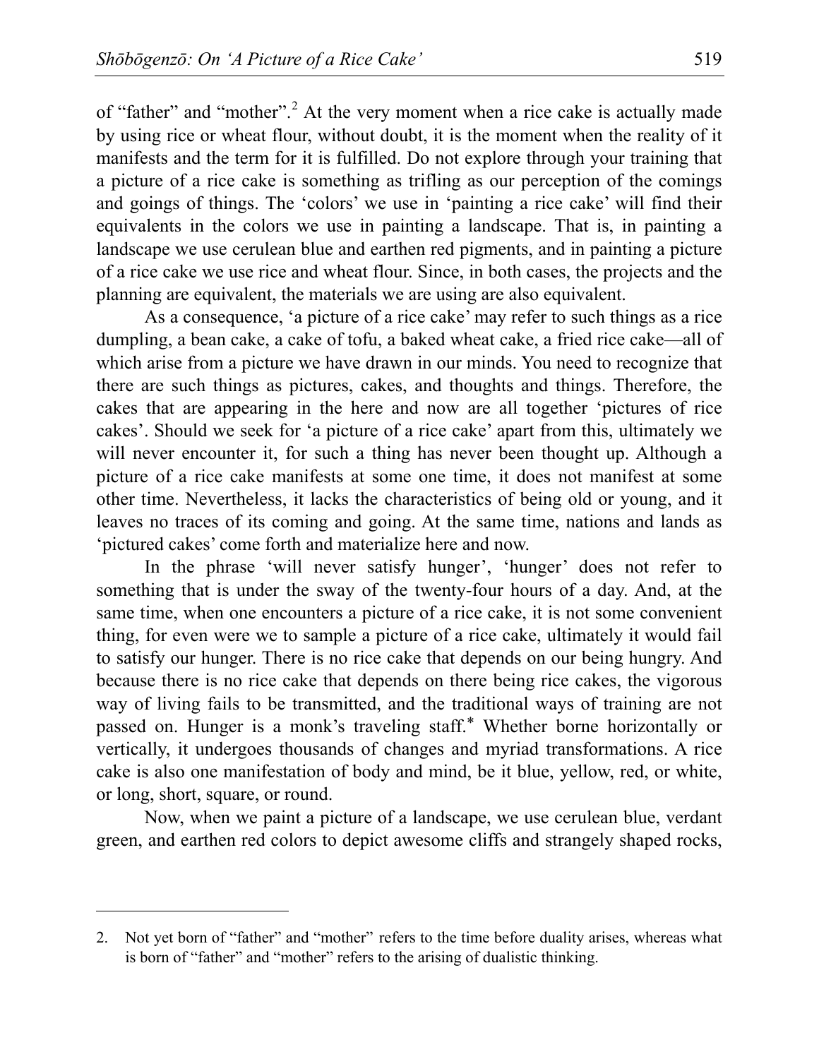of "father" and "mother".[2] At the very moment when a rice cake is actually made by using rice or wheat flour, without doubt, it is the moment when the reality of it manifests and the term for it is fulfilled. Do not explore through your training that a picture of a rice cake is something as trifling as our perception of the comings and goings of things. The 'colors' we use in 'painting a rice cake' will find their equivalents in the colors we use in painting a landscape. That is, in painting a landscape we use cerulean blue and earthen red pigments, and in painting a picture of a rice cake we use rice and wheat flour. Since, in both cases, the projects and the planning are equivalent, the materials we are using are also equivalent.

As a consequence, 'a picture of a rice cake' may refer to such things as a rice dumpling, a bean cake, a cake of tofu, a baked wheat cake, a fried rice cake—all of which arise from a picture we have drawn in our minds. You need to recognize that there are such things as pictures, cakes, and thoughts and things. Therefore, the cakes that are appearing in the here and now are all together 'pictures of rice cakes'. Should we seek for 'a picture of a rice cake' apart from this, ultimately we will never encounter it, for such a thing has never been thought up. Although a picture of a rice cake manifests at some one time, it does not manifest at some other time. Nevertheless, it lacks the characteristics of being old or young, and it leaves no traces of its coming and going. At the same time, nations and lands as 'pictured cakes' come forth and materialize here and now.

In the phrase 'will never satisfy hunger', 'hunger' does not refer to something that is under the sway of the twenty-four hours of a day. And, at the same time, when one encounters a picture of a rice cake, it is not some convenient thing, for even were we to sample a picture of a rice cake, ultimately it would fail to satisfy our hunger. There is no rice cake that depends on our being hungry. And because there is no rice cake that depends on there being rice cakes, the vigorous way of living fails to be transmitted, and the traditional ways of training are not passed on. Hunger is a monk's traveling staff.* Whether borne horizontally or vertically, it undergoes thousands of changes and myriad transformations. A rice cake is also one manifestation of body and mind, be it blue, yellow, red, or white, or long, short, square, or round.

Now, when we paint a picture of a landscape, we use cerulean blue, verdant green, and earthen red colors to depict awesome cliffs and strangely shaped rocks,

---

2. Not yet born of "father" and "mother" refers to the time before duality arises, whereas what is born of "father" and "mother" refers to the arising of dualistic thinking.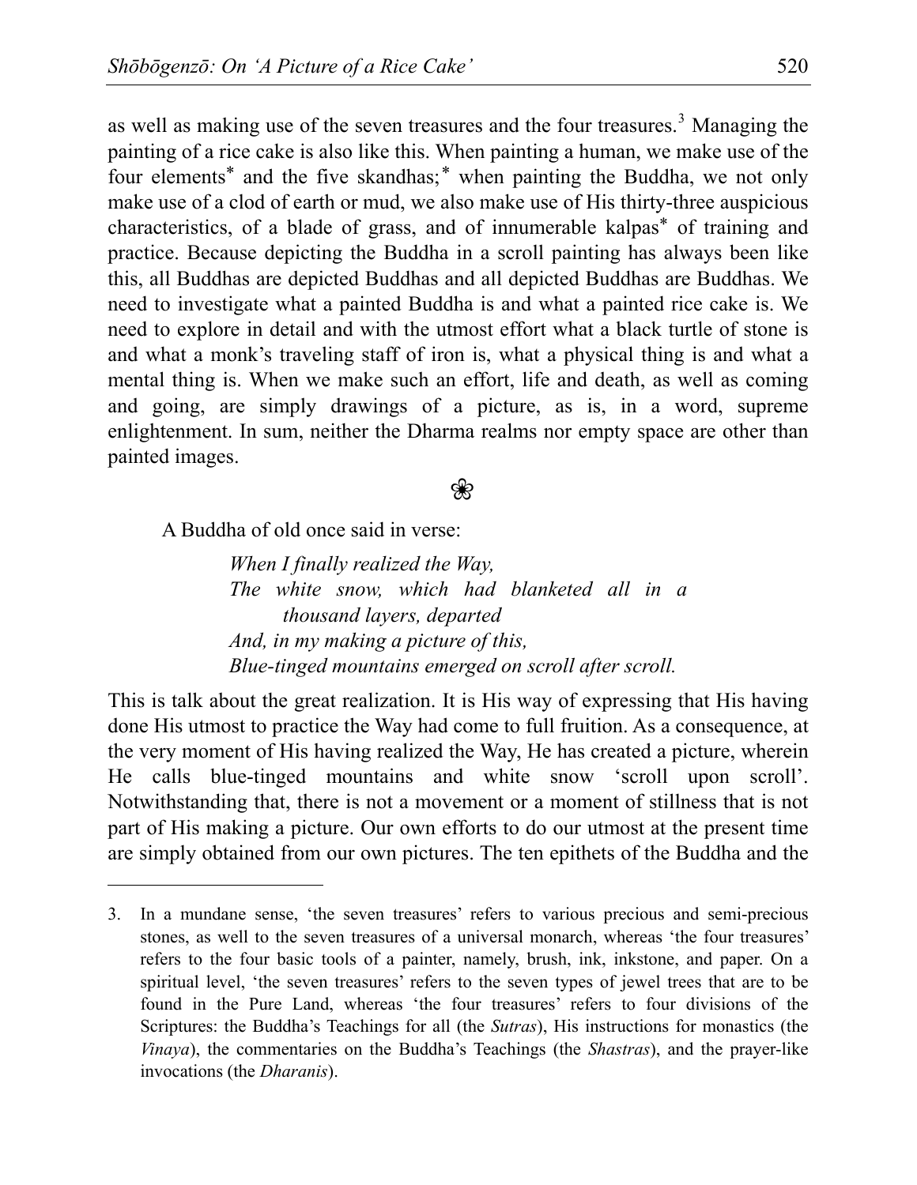as well as making use of the seven treasures and the four treasures.[3] Managing the painting of a rice cake is also like this. When painting a human, we make use of the four elements* and the five skandhas;* when painting the Buddha, we not only make use of a clod of earth or mud, we also make use of His thirty-three auspicious characteristics, of a blade of grass, and of innumerable kalpas* of training and practice. Because depicting the Buddha in a scroll painting has always been like this, all Buddhas are depicted Buddhas and all depicted Buddhas are Buddhas. We need to investigate what a painted Buddha is and what a painted rice cake is. We need to explore in detail and with the utmost effort what a black turtle of stone is and what a monk's traveling staff of iron is, what a physical thing is and what a mental thing is. When we make such an effort, life and death, as well as coming and going, are simply drawings of a picture, as is, in a word, supreme enlightenment. In sum, neither the Dharma realms nor empty space are other than painted images.

❀

A Buddha of old once said in verse:

> *When I finally realized the Way,*
> *The white snow, which had blanketed all in a thousand layers, departed*
> *And, in my making a picture of this,*
> *Blue-tinged mountains emerged on scroll after scroll.*

This is talk about the great realization. It is His way of expressing that His having done His utmost to practice the Way had come to full fruition. As a consequence, at the very moment of His having realized the Way, He has created a picture, wherein He calls blue-tinged mountains and white snow 'scroll upon scroll'. Notwithstanding that, there is not a movement or a moment of stillness that is not part of His making a picture. Our own efforts to do our utmost at the present time are simply obtained from our own pictures. The ten epithets of the Buddha and the

---

3. In a mundane sense, 'the seven treasures' refers to various precious and semi-precious stones, as well to the seven treasures of a universal monarch, whereas 'the four treasures' refers to the four basic tools of a painter, namely, brush, ink, inkstone, and paper. On a spiritual level, 'the seven treasures' refers to the seven types of jewel trees that are to be found in the Pure Land, whereas 'the four treasures' refers to four divisions of the Scriptures: the Buddha's Teachings for all (the *Sutras*), His instructions for monastics (the *Vinaya*), the commentaries on the Buddha's Teachings (the *Shastras*), and the prayer-like invocations (the *Dharanis*).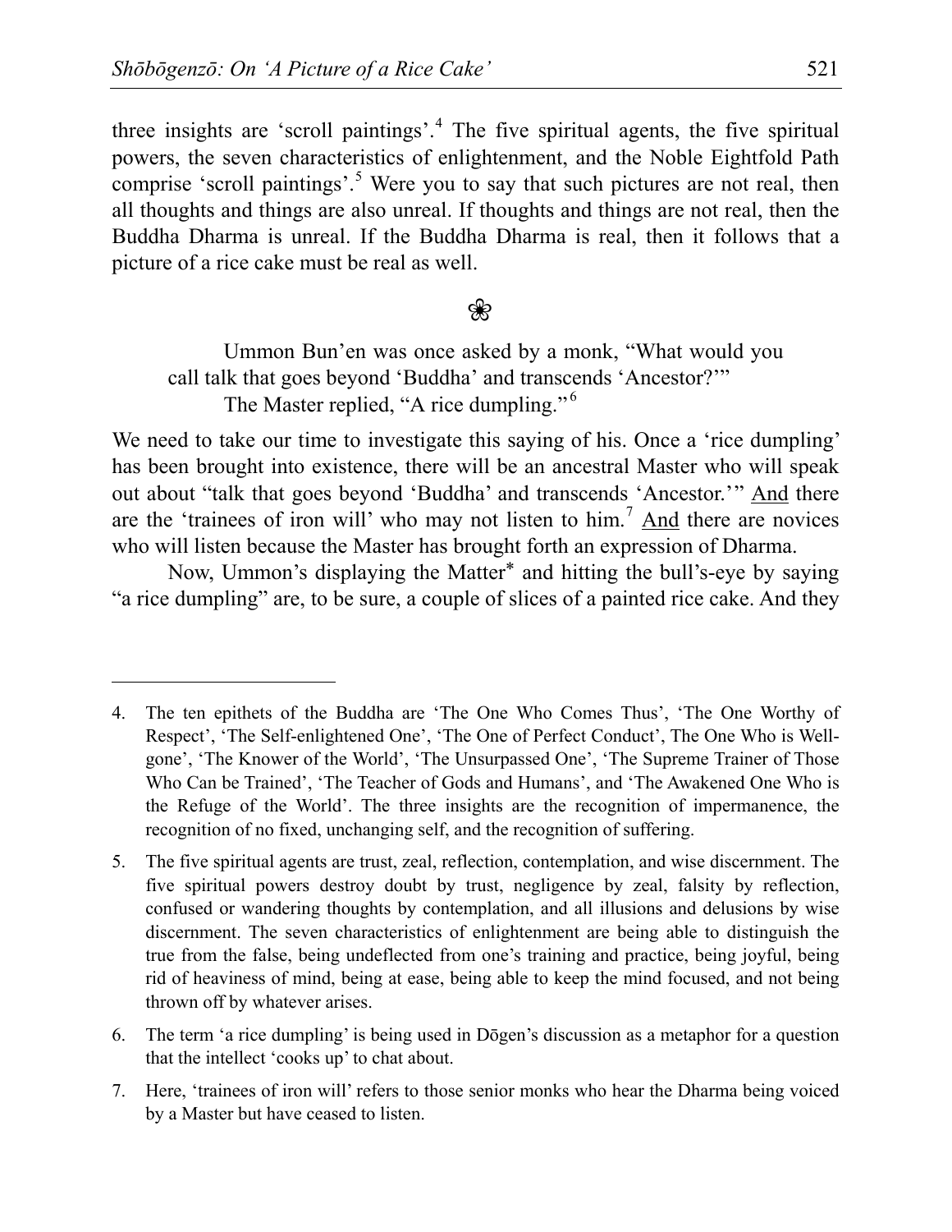three insights are 'scroll paintings'.[4] The five spiritual agents, the five spiritual powers, the seven characteristics of enlightenment, and the Noble Eightfold Path comprise 'scroll paintings'.[5] Were you to say that such pictures are not real, then all thoughts and things are also unreal. If thoughts and things are not real, then the Buddha Dharma is unreal. If the Buddha Dharma is real, then it follows that a picture of a rice cake must be real as well.

❀

> Ummon Bun'en was once asked by a monk, "What would you call talk that goes beyond 'Buddha' and transcends 'Ancestor?'"
>
> The Master replied, "A rice dumpling."[6]

We need to take our time to investigate this saying of his. Once a 'rice dumpling' has been brought into existence, there will be an ancestral Master who will speak out about "talk that goes beyond 'Buddha' and transcends 'Ancestor.'" <u>And</u> there are the 'trainees of iron will' who may not listen to him.[7] <u>And</u> there are novices who will listen because the Master has brought forth an expression of Dharma.

Now, Ummon's displaying the Matter* and hitting the bull's-eye by saying "a rice dumpling" are, to be sure, a couple of slices of a painted rice cake. And they

---

4. The ten epithets of the Buddha are 'The One Who Comes Thus', 'The One Worthy of Respect', 'The Self-enlightened One', 'The One of Perfect Conduct', The One Who is Well-gone', 'The Knower of the World', 'The Unsurpassed One', 'The Supreme Trainer of Those Who Can be Trained', 'The Teacher of Gods and Humans', and 'The Awakened One Who is the Refuge of the World'. The three insights are the recognition of impermanence, the recognition of no fixed, unchanging self, and the recognition of suffering.

5. The five spiritual agents are trust, zeal, reflection, contemplation, and wise discernment. The five spiritual powers destroy doubt by trust, negligence by zeal, falsity by reflection, confused or wandering thoughts by contemplation, and all illusions and delusions by wise discernment. The seven characteristics of enlightenment are being able to distinguish the true from the false, being undeflected from one's training and practice, being joyful, being rid of heaviness of mind, being at ease, being able to keep the mind focused, and not being thrown off by whatever arises.

6. The term 'a rice dumpling' is being used in Dōgen's discussion as a metaphor for a question that the intellect 'cooks up' to chat about.

7. Here, 'trainees of iron will' refers to those senior monks who hear the Dharma being voiced by a Master but have ceased to listen.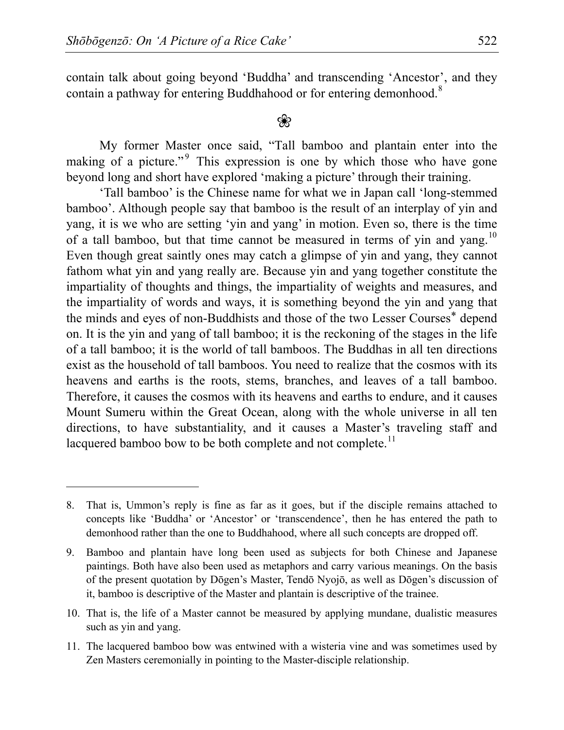contain talk about going beyond 'Buddha' and transcending 'Ancestor', and they contain a pathway for entering Buddhahood or for entering demonhood.[8]

❀

My former Master once said, "Tall bamboo and plantain enter into the making of a picture."[9] This expression is one by which those who have gone beyond long and short have explored 'making a picture' through their training.

'Tall bamboo' is the Chinese name for what we in Japan call 'long-stemmed bamboo'. Although people say that bamboo is the result of an interplay of yin and yang, it is we who are setting 'yin and yang' in motion. Even so, there is the time of a tall bamboo, but that time cannot be measured in terms of yin and yang.[10] Even though great saintly ones may catch a glimpse of yin and yang, they cannot fathom what yin and yang really are. Because yin and yang together constitute the impartiality of thoughts and things, the impartiality of weights and measures, and the impartiality of words and ways, it is something beyond the yin and yang that the minds and eyes of non-Buddhists and those of the two Lesser Courses* depend on. It is the yin and yang of tall bamboo; it is the reckoning of the stages in the life of a tall bamboo; it is the world of tall bamboos. The Buddhas in all ten directions exist as the household of tall bamboos. You need to realize that the cosmos with its heavens and earths is the roots, stems, branches, and leaves of a tall bamboo. Therefore, it causes the cosmos with its heavens and earths to endure, and it causes Mount Sumeru within the Great Ocean, along with the whole universe in all ten directions, to have substantiality, and it causes a Master's traveling staff and lacquered bamboo bow to be both complete and not complete.[11]

---

8. That is, Ummon's reply is fine as far as it goes, but if the disciple remains attached to concepts like 'Buddha' or 'Ancestor' or 'transcendence', then he has entered the path to demonhood rather than the one to Buddhahood, where all such concepts are dropped off.

9. Bamboo and plantain have long been used as subjects for both Chinese and Japanese paintings. Both have also been used as metaphors and carry various meanings. On the basis of the present quotation by Dōgen's Master, Tendō Nyojō, as well as Dōgen's discussion of it, bamboo is descriptive of the Master and plantain is descriptive of the trainee.

10. That is, the life of a Master cannot be measured by applying mundane, dualistic measures such as yin and yang.

11. The lacquered bamboo bow was entwined with a wisteria vine and was sometimes used by Zen Masters ceremonially in pointing to the Master-disciple relationship.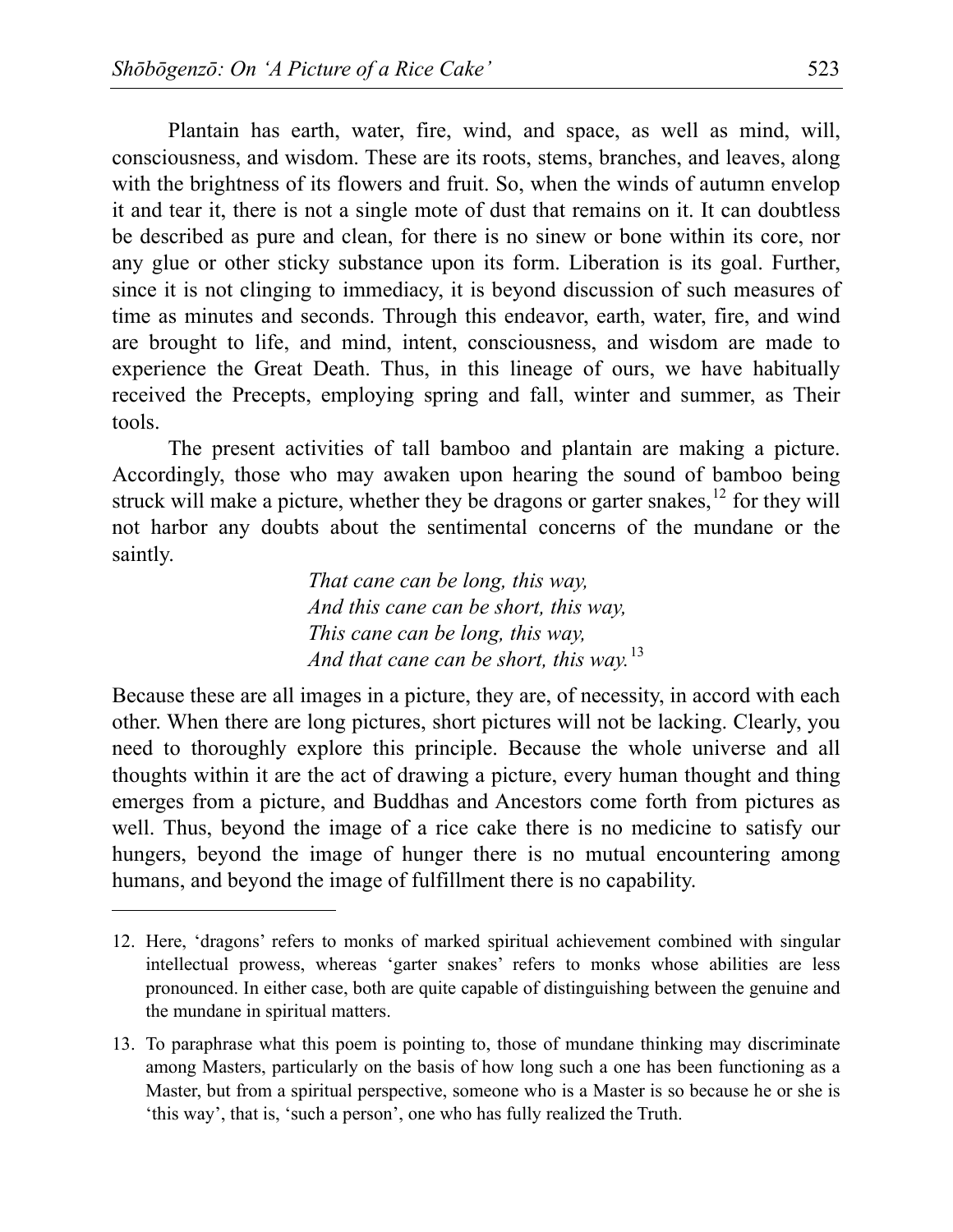Plantain has earth, water, fire, wind, and space, as well as mind, will, consciousness, and wisdom. These are its roots, stems, branches, and leaves, along with the brightness of its flowers and fruit. So, when the winds of autumn envelop it and tear it, there is not a single mote of dust that remains on it. It can doubtless be described as pure and clean, for there is no sinew or bone within its core, nor any glue or other sticky substance upon its form. Liberation is its goal. Further, since it is not clinging to immediacy, it is beyond discussion of such measures of time as minutes and seconds. Through this endeavor, earth, water, fire, and wind are brought to life, and mind, intent, consciousness, and wisdom are made to experience the Great Death. Thus, in this lineage of ours, we have habitually received the Precepts, employing spring and fall, winter and summer, as Their tools.

The present activities of tall bamboo and plantain are making a picture. Accordingly, those who may awaken upon hearing the sound of bamboo being struck will make a picture, whether they be dragons or garter snakes,[12] for they will not harbor any doubts about the sentimental concerns of the mundane or the saintly.

> *That cane can be long, this way,*
> *And this cane can be short, this way,*
> *This cane can be long, this way,*
> *And that cane can be short, this way.*[13]

Because these are all images in a picture, they are, of necessity, in accord with each other. When there are long pictures, short pictures will not be lacking. Clearly, you need to thoroughly explore this principle. Because the whole universe and all thoughts within it are the act of drawing a picture, every human thought and thing emerges from a picture, and Buddhas and Ancestors come forth from pictures as well. Thus, beyond the image of a rice cake there is no medicine to satisfy our hungers, beyond the image of hunger there is no mutual encountering among humans, and beyond the image of fulfillment there is no capability.

---

12. Here, 'dragons' refers to monks of marked spiritual achievement combined with singular intellectual prowess, whereas 'garter snakes' refers to monks whose abilities are less pronounced. In either case, both are quite capable of distinguishing between the genuine and the mundane in spiritual matters.

13. To paraphrase what this poem is pointing to, those of mundane thinking may discriminate among Masters, particularly on the basis of how long such a one has been functioning as a Master, but from a spiritual perspective, someone who is a Master is so because he or she is 'this way', that is, 'such a person', one who has fully realized the Truth.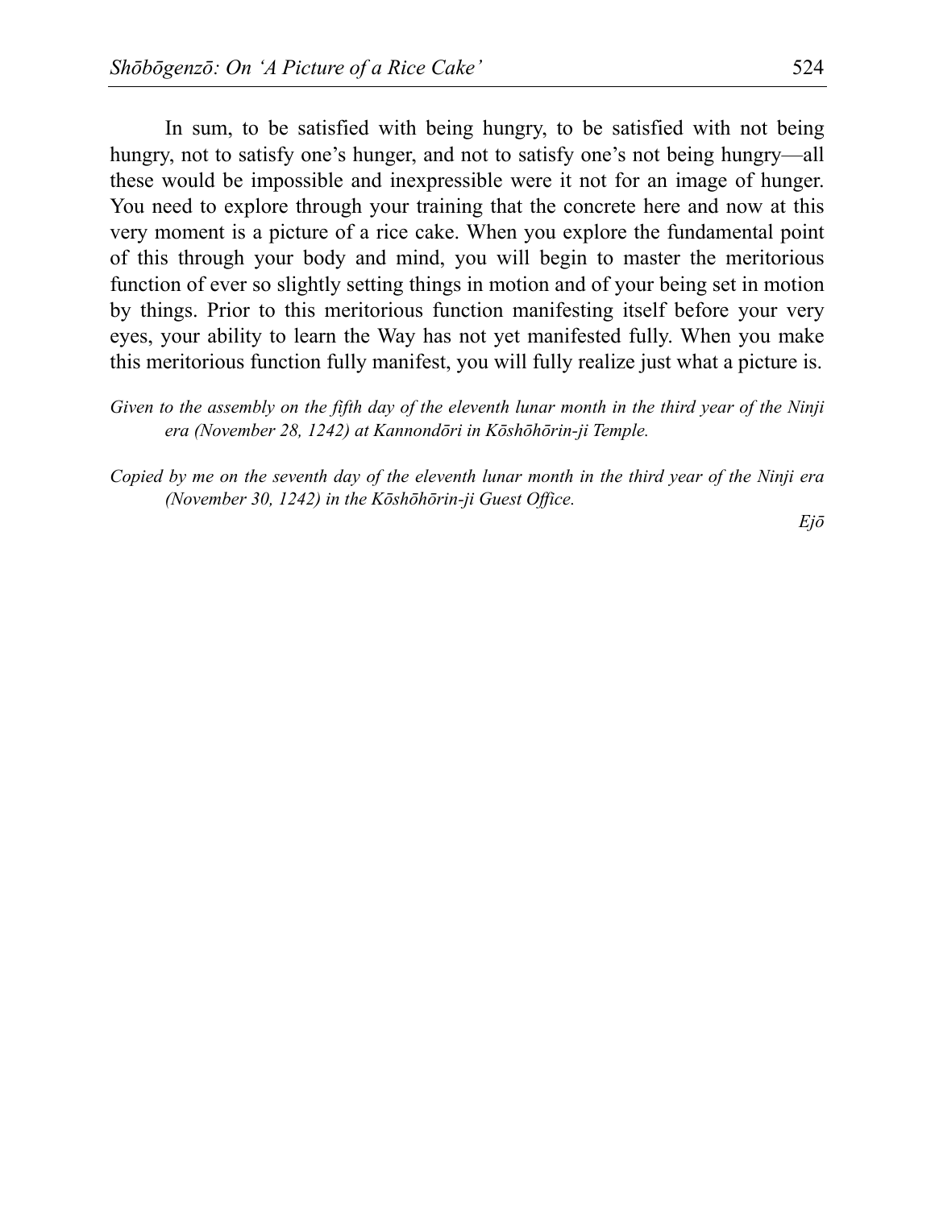In sum, to be satisfied with being hungry, to be satisfied with not being hungry, not to satisfy one's hunger, and not to satisfy one's not being hungry—all these would be impossible and inexpressible were it not for an image of hunger. You need to explore through your training that the concrete here and now at this very moment is a picture of a rice cake. When you explore the fundamental point of this through your body and mind, you will begin to master the meritorious function of ever so slightly setting things in motion and of your being set in motion by things. Prior to this meritorious function manifesting itself before your very eyes, your ability to learn the Way has not yet manifested fully. When you make this meritorious function fully manifest, you will fully realize just what a picture is.

*Given to the assembly on the fifth day of the eleventh lunar month in the third year of the Ninji era (November 28, 1242) at Kannondōri in Kōshōhōrin-ji Temple.*

*Copied by me on the seventh day of the eleventh lunar month in the third year of the Ninji era (November 30, 1242) in the Kōshōhōrin-ji Guest Office.*

*Ejō*